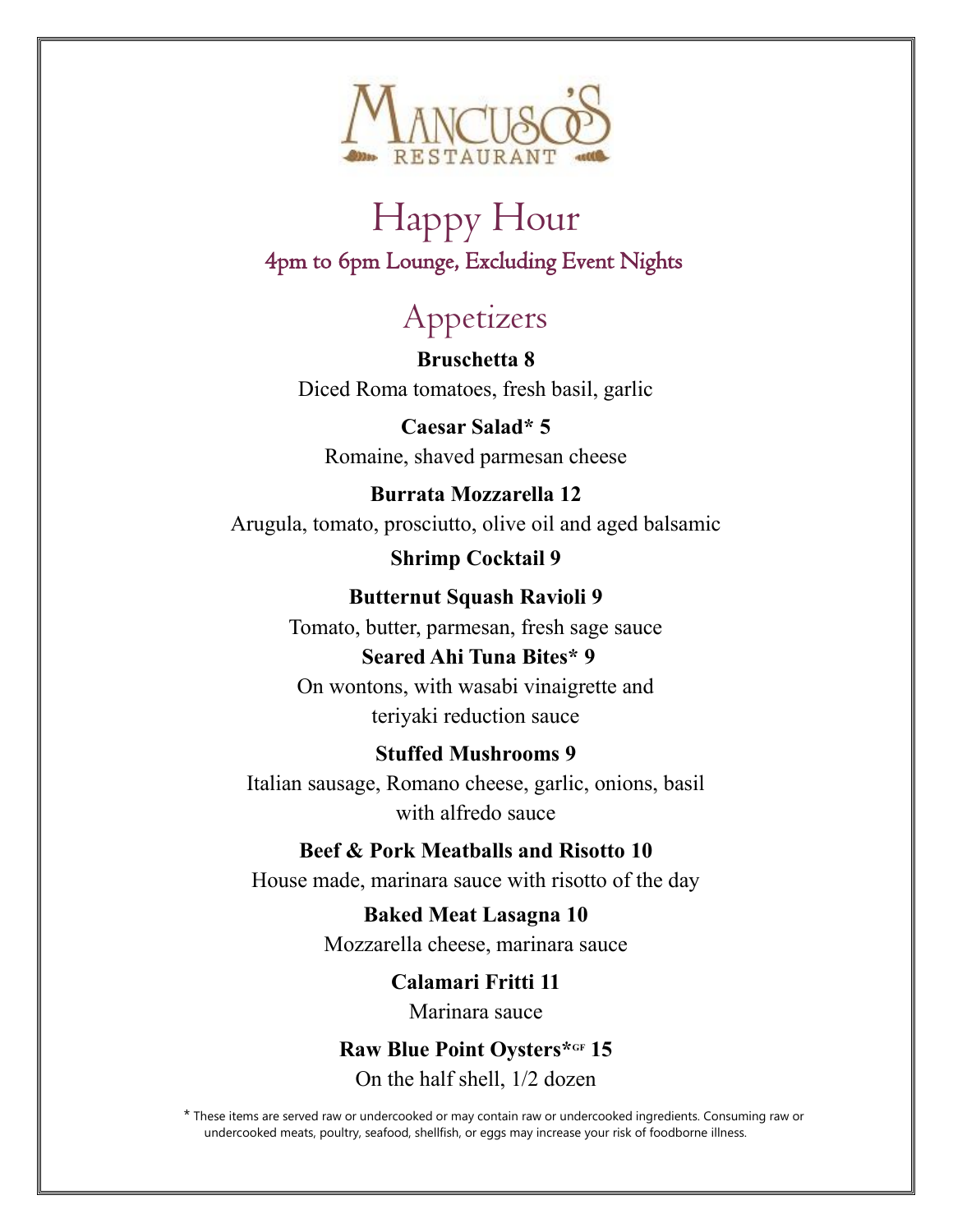# Mancuso's Restaurant

## Happy Hour

### 4pm to 6pm Lounge, Excluding Event Nights

## Appetizers

**Bruschetta 8**
Diced Roma tomatoes, fresh basil, garlic

**Caesar Salad* 5**
Romaine, shaved parmesan cheese

**Burrata Mozzarella 12**
Arugula, tomato, prosciutto, olive oil and aged balsamic

**Shrimp Cocktail 9**

**Butternut Squash Ravioli 9**
Tomato, butter, parmesan, fresh sage sauce

**Seared Ahi Tuna Bites* 9**
On wontons, with wasabi vinaigrette and teriyaki reduction sauce

**Stuffed Mushrooms 9**
Italian sausage, Romano cheese, garlic, onions, basil with alfredo sauce

**Beef & Pork Meatballs and Risotto 10**
House made, marinara sauce with risotto of the day

**Baked Meat Lasagna 10**
Mozzarella cheese, marinara sauce

**Calamari Fritti 11**
Marinara sauce

**Raw Blue Point Oysters*GF 15**
On the half shell, 1/2 dozen

* These items are served raw or undercooked or may contain raw or undercooked ingredients. Consuming raw or undercooked meats, poultry, seafood, shellfish, or eggs may increase your risk of foodborne illness.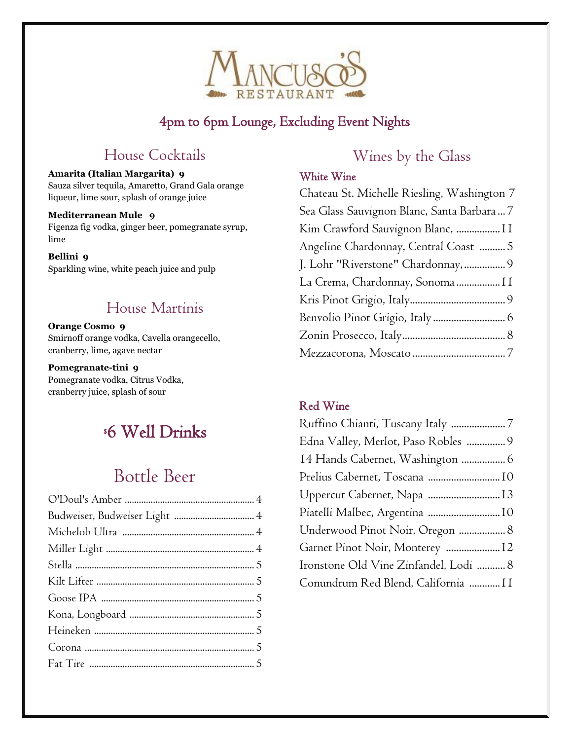# Mancuso's Restaurant

## 4pm to 6pm Lounge, Excluding Event Nights

## House Cocktails

**Amarita (Italian Margarita) 9**
Sauza silver tequila, Amaretto, Grand Gala orange liqueur, lime sour, splash of orange juice

**Mediterranean Mule 9**
Figenza fig vodka, ginger beer, pomegranate syrup, lime

**Bellini 9**
Sparkling wine, white peach juice and pulp

## House Martinis

**Orange Cosmo 9**
Smirnoff orange vodka, Cavella orangecello, cranberry, lime, agave nectar

**Pomegranate-tini 9**
Pomegranate vodka, Citrus Vodka, cranberry juice, splash of sour

## $6 Well Drinks

## Bottle Beer

O'Doul's Amber ..... 4
Budweiser, Budweiser Light ..... 4
Michelob Ultra ..... 4
Miller Light ..... 4
Stella ..... 5
Kilt Lifter ..... 5
Goose IPA ..... 5
Kona, Longboard ..... 5
Heineken ..... 5
Corona ..... 5
Fat Tire ..... 5

## Wines by the Glass

### White Wine

Chateau St. Michelle Riesling, Washington 7
Sea Glass Sauvignon Blanc, Santa Barbara ... 7
Kim Crawford Sauvignon Blanc, ..... 11
Angeline Chardonnay, Central Coast ..... 5
J. Lohr "Riverstone" Chardonnay, ..... 9
La Crema, Chardonnay, Sonoma ..... 11
Kris Pinot Grigio, Italy ..... 9
Benvolio Pinot Grigio, Italy ..... 6
Zonin Prosecco, Italy ..... 8
Mezzacorona, Moscato ..... 7

### Red Wine

Ruffino Chianti, Tuscany Italy ..... 7
Edna Valley, Merlot, Paso Robles ..... 9
14 Hands Cabernet, Washington ..... 6
Prelius Cabernet, Toscana ..... 10
Uppercut Cabernet, Napa ..... 13
Piatelli Malbec, Argentina ..... 10
Underwood Pinot Noir, Oregon ..... 8
Garnet Pinot Noir, Monterey ..... 12
Ironstone Old Vine Zinfandel, Lodi ..... 8
Conundrum Red Blend, California ..... 11